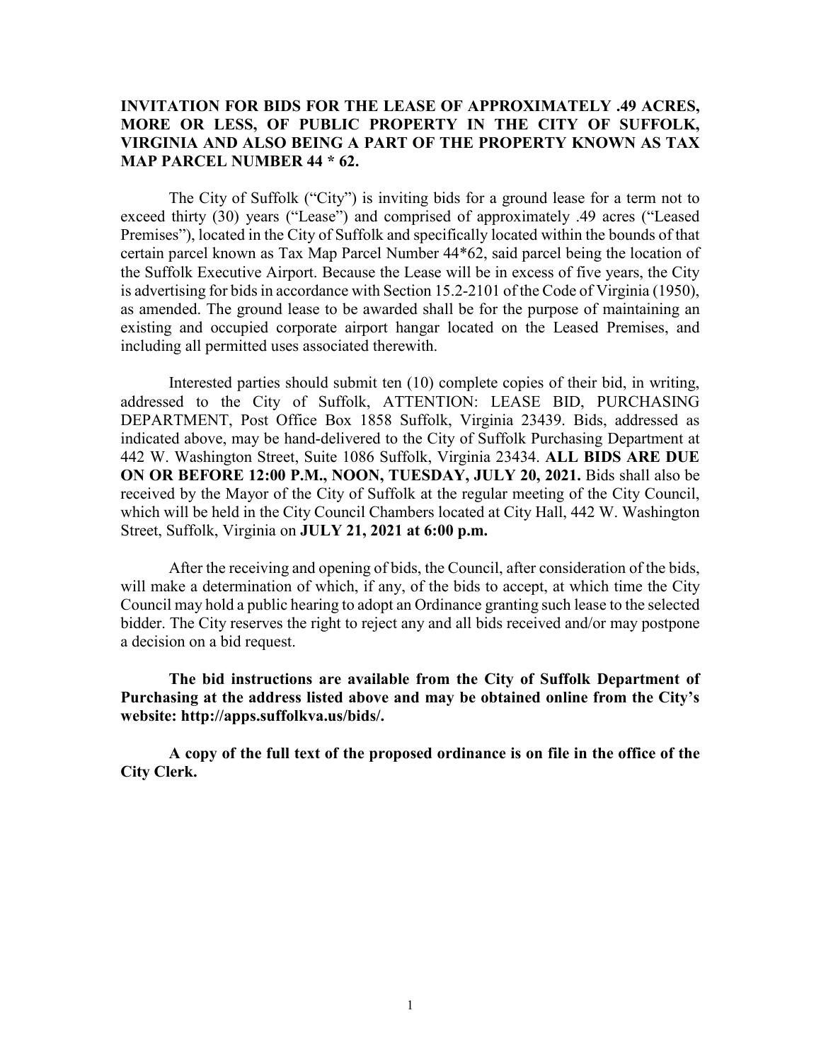**INVITATION FOR BIDS FOR THE LEASE OF APPROXIMATELY .49 ACRES, MORE OR LESS, OF PUBLIC PROPERTY IN THE CITY OF SUFFOLK, VIRGINIA AND ALSO BEING A PART OF THE PROPERTY KNOWN AS TAX MAP PARCEL NUMBER 44 * 62.**

The City of Suffolk ("City") is inviting bids for a ground lease for a term not to exceed thirty (30) years ("Lease") and comprised of approximately .49 acres ("Leased Premises"), located in the City of Suffolk and specifically located within the bounds of that certain parcel known as Tax Map Parcel Number 44*62, said parcel being the location of the Suffolk Executive Airport. Because the Lease will be in excess of five years, the City is advertising for bids in accordance with Section 15.2-2101 of the Code of Virginia (1950), as amended. The ground lease to be awarded shall be for the purpose of maintaining an existing and occupied corporate airport hangar located on the Leased Premises, and including all permitted uses associated therewith.

Interested parties should submit ten (10) complete copies of their bid, in writing, addressed to the City of Suffolk, ATTENTION: LEASE BID, PURCHASING DEPARTMENT, Post Office Box 1858 Suffolk, Virginia 23439. Bids, addressed as indicated above, may be hand-delivered to the City of Suffolk Purchasing Department at 442 W. Washington Street, Suite 1086 Suffolk, Virginia 23434. **ALL BIDS ARE DUE ON OR BEFORE 12:00 P.M., NOON, TUESDAY, JULY 20, 2021.** Bids shall also be received by the Mayor of the City of Suffolk at the regular meeting of the City Council, which will be held in the City Council Chambers located at City Hall, 442 W. Washington Street, Suffolk, Virginia on **JULY 21, 2021 at 6:00 p.m.**

After the receiving and opening of bids, the Council, after consideration of the bids, will make a determination of which, if any, of the bids to accept, at which time the City Council may hold a public hearing to adopt an Ordinance granting such lease to the selected bidder. The City reserves the right to reject any and all bids received and/or may postpone a decision on a bid request.

**The bid instructions are available from the City of Suffolk Department of Purchasing at the address listed above and may be obtained online from the City's website: http://apps.suffolkva.us/bids/.**

**A copy of the full text of the proposed ordinance is on file in the office of the City Clerk.**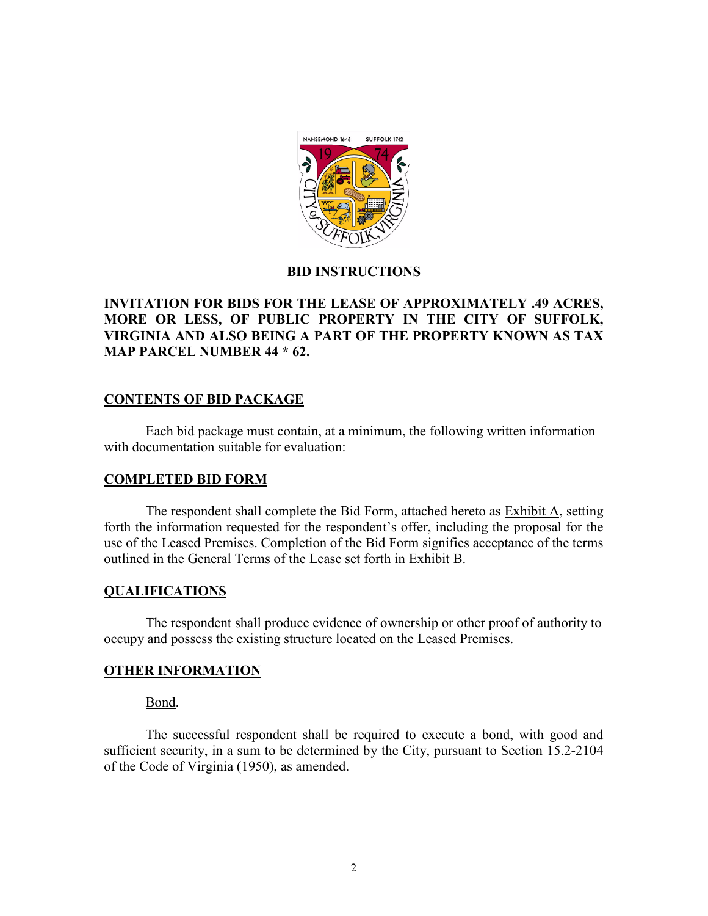## BID INSTRUCTIONS

**INVITATION FOR BIDS FOR THE LEASE OF APPROXIMATELY .49 ACRES, MORE OR LESS, OF PUBLIC PROPERTY IN THE CITY OF SUFFOLK, VIRGINIA AND ALSO BEING A PART OF THE PROPERTY KNOWN AS TAX MAP PARCEL NUMBER 44 * 62.**

### CONTENTS OF BID PACKAGE

Each bid package must contain, at a minimum, the following written information with documentation suitable for evaluation:

### COMPLETED BID FORM

The respondent shall complete the Bid Form, attached hereto as Exhibit A, setting forth the information requested for the respondent's offer, including the proposal for the use of the Leased Premises. Completion of the Bid Form signifies acceptance of the terms outlined in the General Terms of the Lease set forth in Exhibit B.

### QUALIFICATIONS

The respondent shall produce evidence of ownership or other proof of authority to occupy and possess the existing structure located on the Leased Premises.

### OTHER INFORMATION

Bond.

The successful respondent shall be required to execute a bond, with good and sufficient security, in a sum to be determined by the City, pursuant to Section 15.2-2104 of the Code of Virginia (1950), as amended.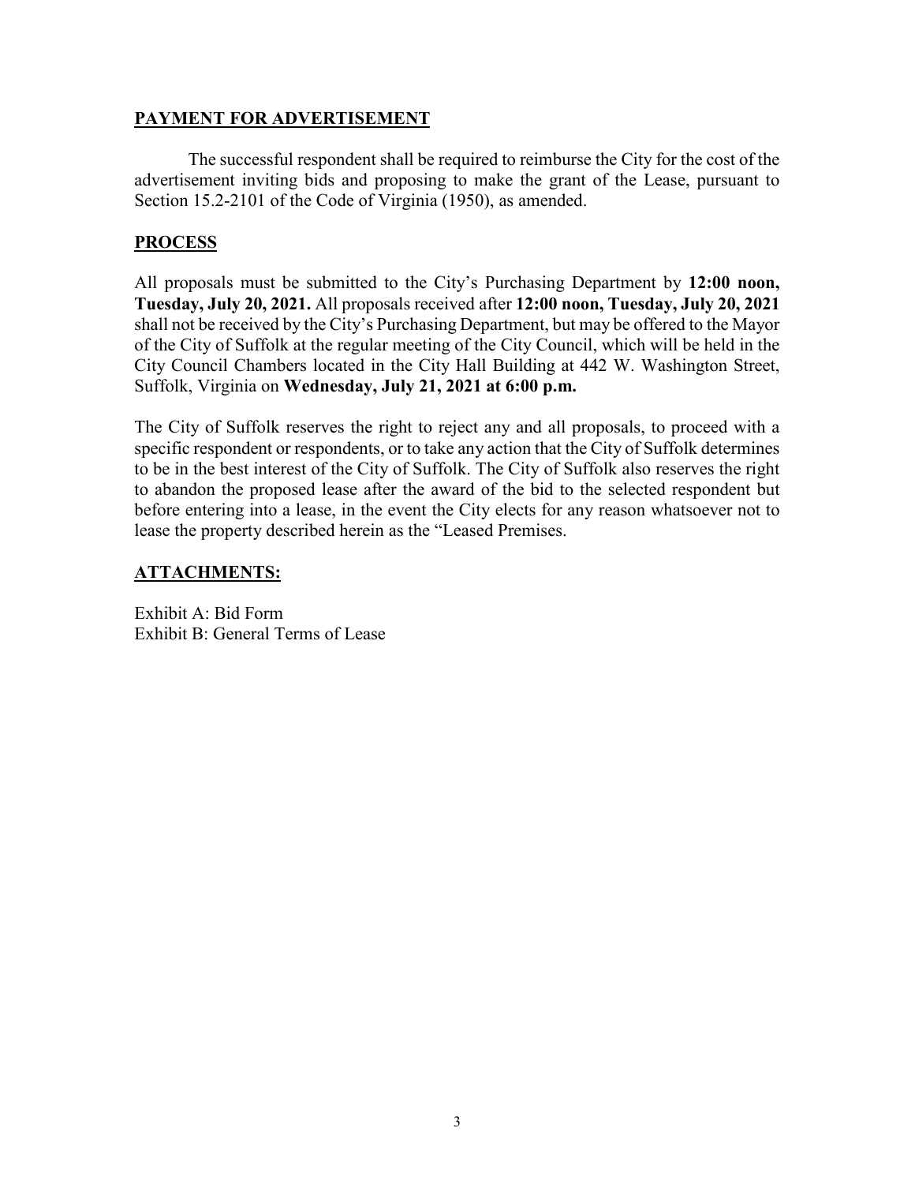## PAYMENT FOR ADVERTISEMENT

The successful respondent shall be required to reimburse the City for the cost of the advertisement inviting bids and proposing to make the grant of the Lease, pursuant to Section 15.2-2101 of the Code of Virginia (1950), as amended.

## PROCESS

All proposals must be submitted to the City's Purchasing Department by **12:00 noon, Tuesday, July 20, 2021.** All proposals received after **12:00 noon, Tuesday, July 20, 2021** shall not be received by the City's Purchasing Department, but may be offered to the Mayor of the City of Suffolk at the regular meeting of the City Council, which will be held in the City Council Chambers located in the City Hall Building at 442 W. Washington Street, Suffolk, Virginia on **Wednesday, July 21, 2021 at 6:00 p.m.**

The City of Suffolk reserves the right to reject any and all proposals, to proceed with a specific respondent or respondents, or to take any action that the City of Suffolk determines to be in the best interest of the City of Suffolk. The City of Suffolk also reserves the right to abandon the proposed lease after the award of the bid to the selected respondent but before entering into a lease, in the event the City elects for any reason whatsoever not to lease the property described herein as the "Leased Premises.

## ATTACHMENTS:

Exhibit A: Bid Form
Exhibit B: General Terms of Lease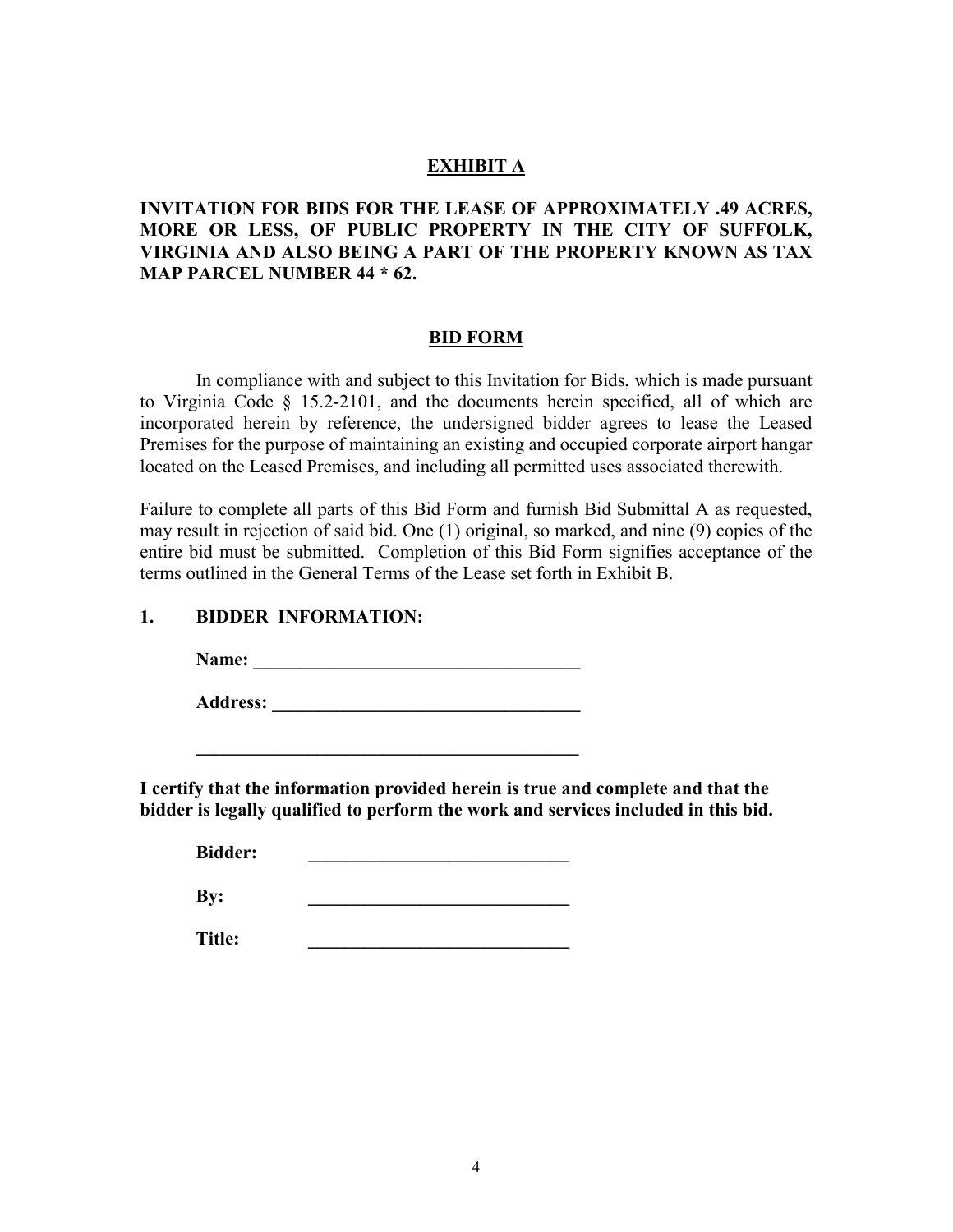## EXHIBIT A

**INVITATION FOR BIDS FOR THE LEASE OF APPROXIMATELY .49 ACRES, MORE OR LESS, OF PUBLIC PROPERTY IN THE CITY OF SUFFOLK, VIRGINIA AND ALSO BEING A PART OF THE PROPERTY KNOWN AS TAX MAP PARCEL NUMBER 44 * 62.**

## BID FORM

In compliance with and subject to this Invitation for Bids, which is made pursuant to Virginia Code § 15.2-2101, and the documents herein specified, all of which are incorporated herein by reference, the undersigned bidder agrees to lease the Leased Premises for the purpose of maintaining an existing and occupied corporate airport hangar located on the Leased Premises, and including all permitted uses associated therewith.

Failure to complete all parts of this Bid Form and furnish Bid Submittal A as requested, may result in rejection of said bid. One (1) original, so marked, and nine (9) copies of the entire bid must be submitted. Completion of this Bid Form signifies acceptance of the terms outlined in the General Terms of the Lease set forth in Exhibit B.

**1. BIDDER INFORMATION:**

**Name:** ____________________________________

**Address:** __________________________________

____________________________________________

**I certify that the information provided herein is true and complete and that the bidder is legally qualified to perform the work and services included in this bid.**

**Bidder:** ____________________________

**By:** ____________________________

**Title:** ____________________________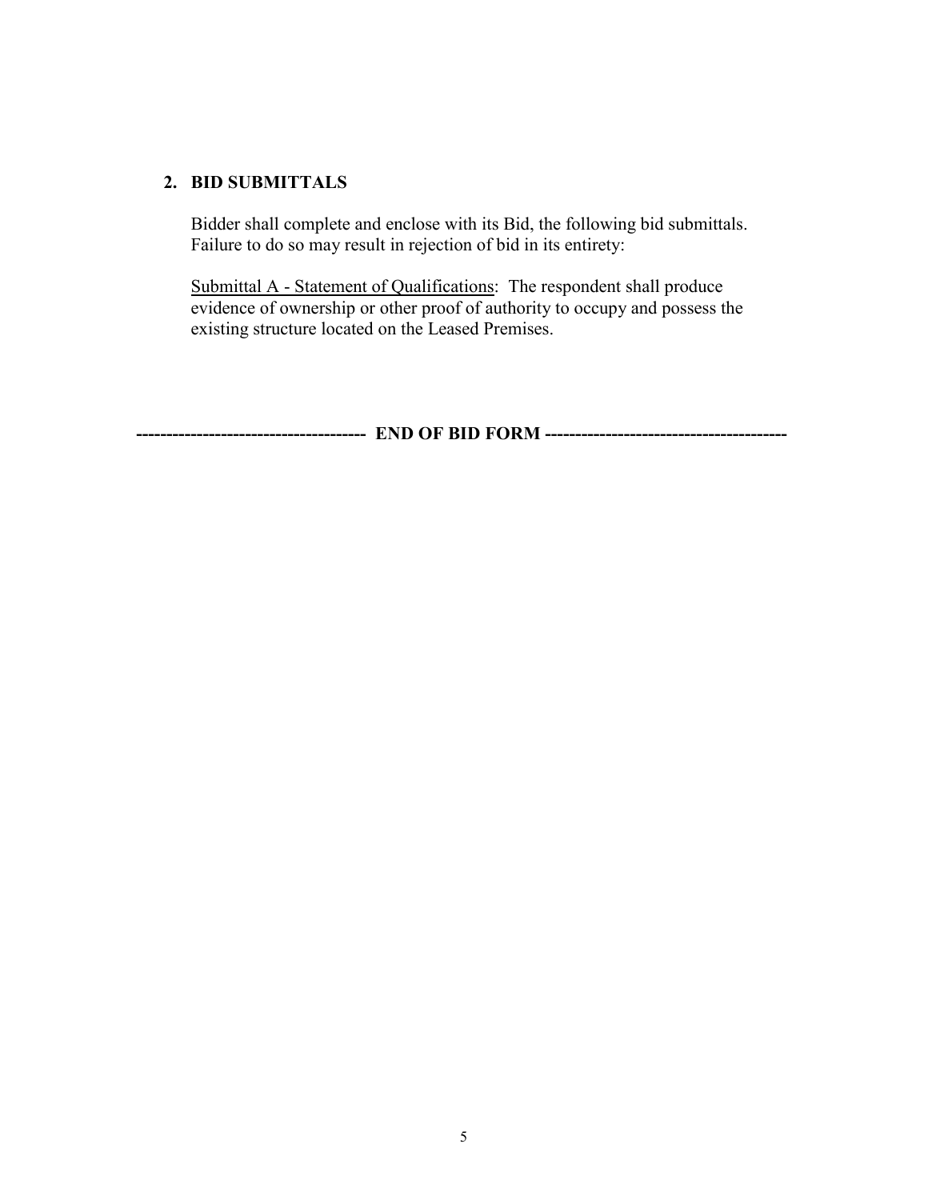## 2. BID SUBMITTALS

Bidder shall complete and enclose with its Bid, the following bid submittals. Failure to do so may result in rejection of bid in its entirety:

Submittal A - Statement of Qualifications: The respondent shall produce evidence of ownership or other proof of authority to occupy and possess the existing structure located on the Leased Premises.

**------------------------------------- END OF BID FORM ---------------------------------------**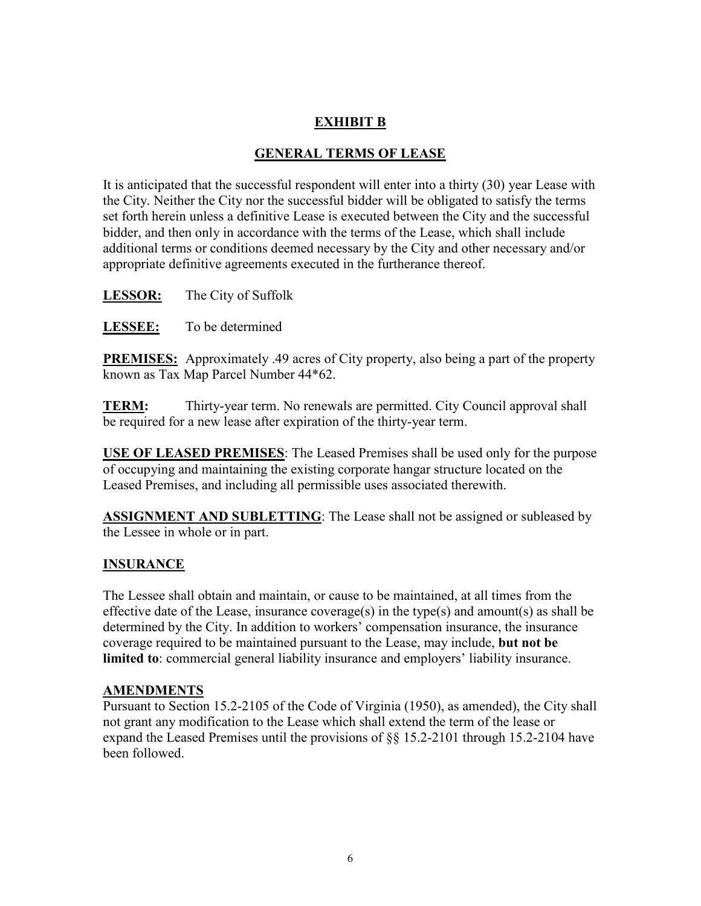# EXHIBIT B

## GENERAL TERMS OF LEASE

It is anticipated that the successful respondent will enter into a thirty (30) year Lease with the City. Neither the City nor the successful bidder will be obligated to satisfy the terms set forth herein unless a definitive Lease is executed between the City and the successful bidder, and then only in accordance with the terms of the Lease, which shall include additional terms or conditions deemed necessary by the City and other necessary and/or appropriate definitive agreements executed in the furtherance thereof.

**LESSOR:** The City of Suffolk

**LESSEE:** To be determined

**PREMISES:** Approximately .49 acres of City property, also being a part of the property known as Tax Map Parcel Number 44*62.

**TERM:** Thirty-year term. No renewals are permitted. City Council approval shall be required for a new lease after expiration of the thirty-year term.

**USE OF LEASED PREMISES**: The Leased Premises shall be used only for the purpose of occupying and maintaining the existing corporate hangar structure located on the Leased Premises, and including all permissible uses associated therewith.

**ASSIGNMENT AND SUBLETTING**: The Lease shall not be assigned or subleased by the Lessee in whole or in part.

**INSURANCE**

The Lessee shall obtain and maintain, or cause to be maintained, at all times from the effective date of the Lease, insurance coverage(s) in the type(s) and amount(s) as shall be determined by the City. In addition to workers' compensation insurance, the insurance coverage required to be maintained pursuant to the Lease, may include, **but not be limited to**: commercial general liability insurance and employers' liability insurance.

**AMENDMENTS**

Pursuant to Section 15.2-2105 of the Code of Virginia (1950), as amended), the City shall not grant any modification to the Lease which shall extend the term of the lease or expand the Leased Premises until the provisions of §§ 15.2-2101 through 15.2-2104 have been followed.